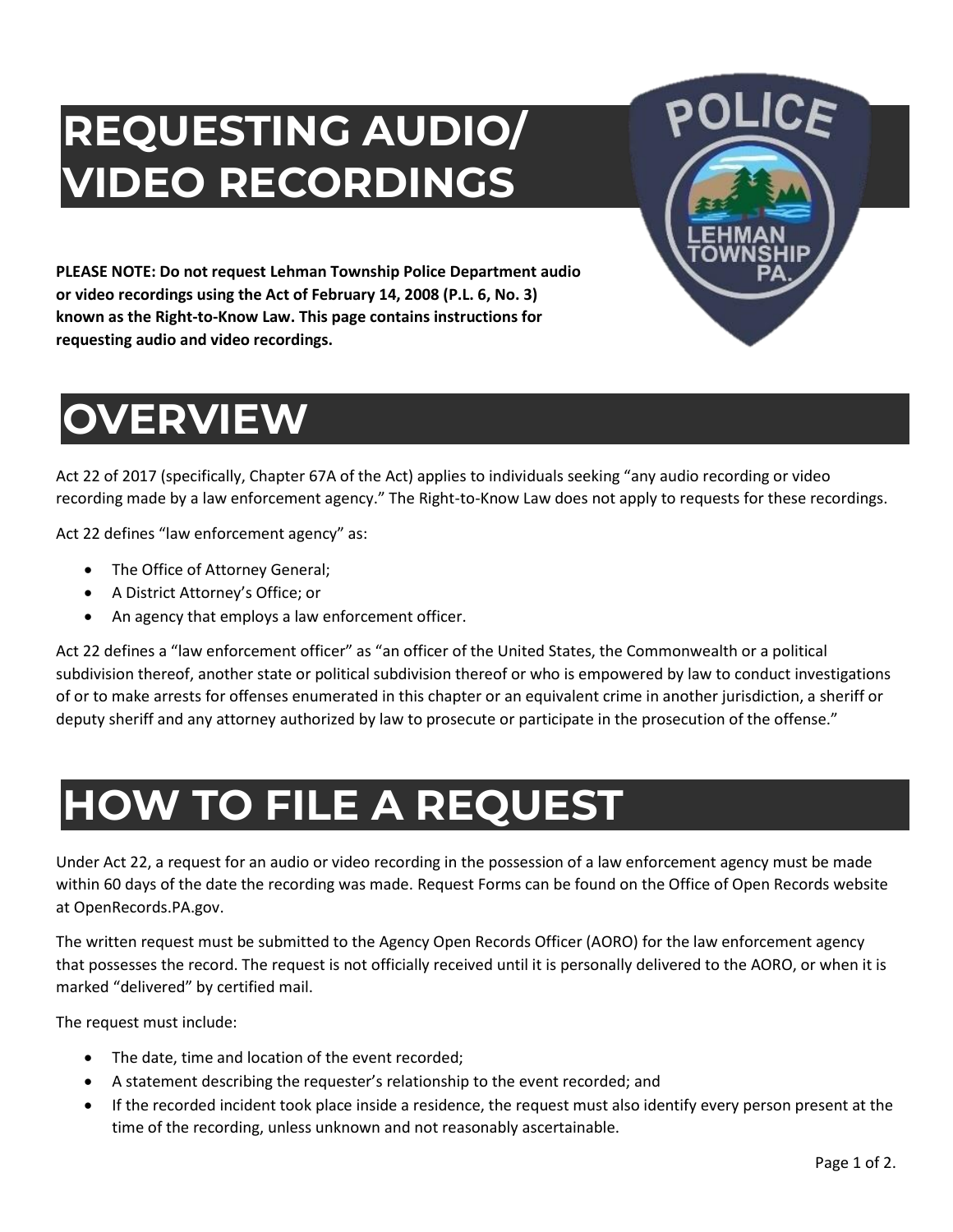# REQUESTING AUDIO/ VIDEO RECORDINGS

**PLEASE NOTE: Do not request Lehman Township Police Department audio or video recordings using the Act of February 14, 2008 (P.L. 6, No. 3) known as the Right-to-Know Law. This page contains instructions for requesting audio and video recordings.**

# OVERVIEW

Act 22 of 2017 (specifically, Chapter 67A of the Act) applies to individuals seeking "any audio recording or video recording made by a law enforcement agency." The Right-to-Know Law does not apply to requests for these recordings.

Act 22 defines "law enforcement agency" as:

- The Office of Attorney General;
- A District Attorney's Office; or
- An agency that employs a law enforcement officer.

Act 22 defines a "law enforcement officer" as "an officer of the United States, the Commonwealth or a political subdivision thereof, another state or political subdivision thereof or who is empowered by law to conduct investigations of or to make arrests for offenses enumerated in this chapter or an equivalent crime in another jurisdiction, a sheriff or deputy sheriff and any attorney authorized by law to prosecute or participate in the prosecution of the offense."

# HOW TO FILE A REQUEST

Under Act 22, a request for an audio or video recording in the possession of a law enforcement agency must be made within 60 days of the date the recording was made. Request Forms can be found on the Office of Open Records website at OpenRecords.PA.gov.

The written request must be submitted to the Agency Open Records Officer (AORO) for the law enforcement agency that possesses the record. The request is not officially received until it is personally delivered to the AORO, or when it is marked "delivered" by certified mail.

The request must include:

- The date, time and location of the event recorded;
- A statement describing the requester's relationship to the event recorded; and
- If the recorded incident took place inside a residence, the request must also identify every person present at the time of the recording, unless unknown and not reasonably ascertainable.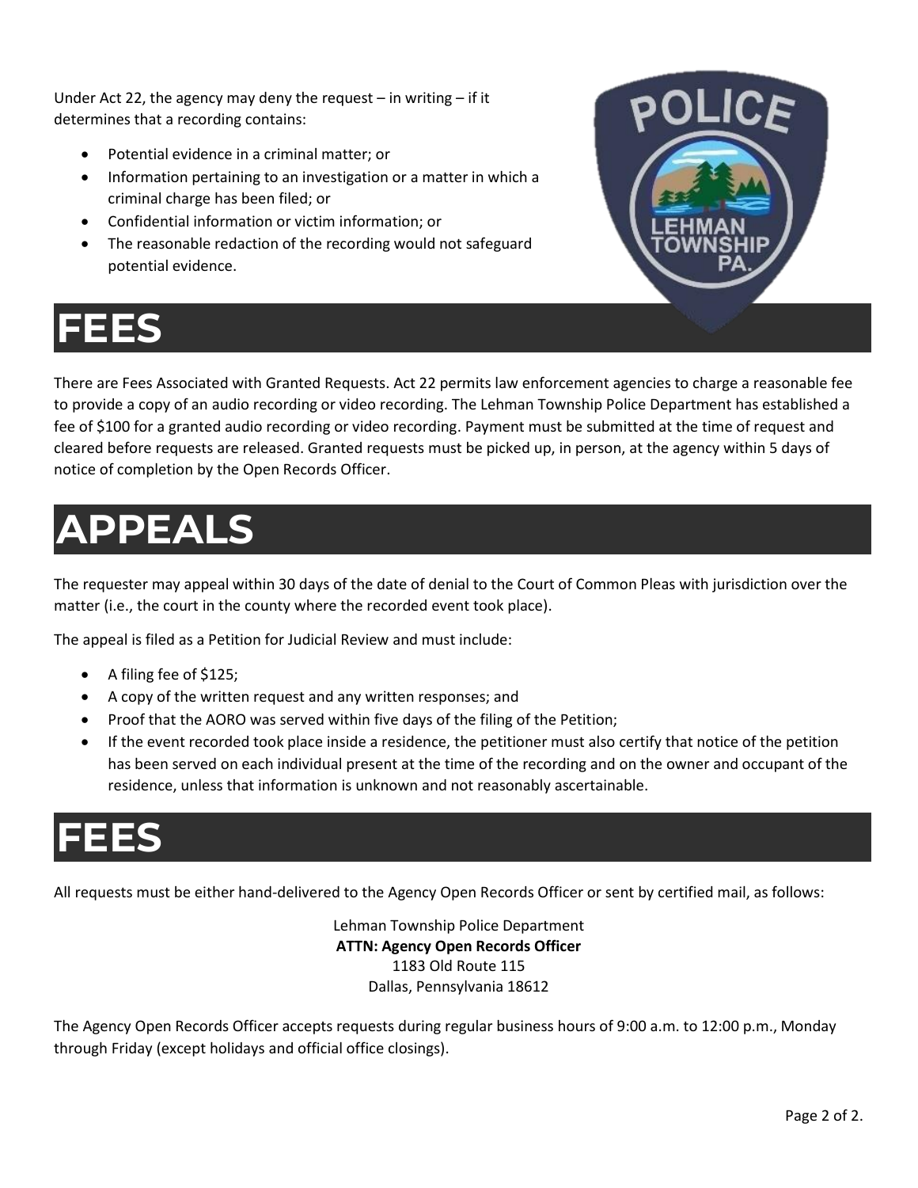Under Act 22, the agency may deny the request – in writing – if it determines that a recording contains:

- Potential evidence in a criminal matter; or
- Information pertaining to an investigation or a matter in which a criminal charge has been filed; or
- Confidential information or victim information; or
- The reasonable redaction of the recording would not safeguard potential evidence.

# FEES

There are Fees Associated with Granted Requests. Act 22 permits law enforcement agencies to charge a reasonable fee to provide a copy of an audio recording or video recording. The Lehman Township Police Department has established a fee of $100 for a granted audio recording or video recording. Payment must be submitted at the time of request and cleared before requests are released. Granted requests must be picked up, in person, at the agency within 5 days of notice of completion by the Open Records Officer.

# APPEALS

The requester may appeal within 30 days of the date of denial to the Court of Common Pleas with jurisdiction over the matter (i.e., the court in the county where the recorded event took place).

The appeal is filed as a Petition for Judicial Review and must include:

- A filing fee of $125;
- A copy of the written request and any written responses; and
- Proof that the AORO was served within five days of the filing of the Petition;
- If the event recorded took place inside a residence, the petitioner must also certify that notice of the petition has been served on each individual present at the time of the recording and on the owner and occupant of the residence, unless that information is unknown and not reasonably ascertainable.

# FEES

All requests must be either hand-delivered to the Agency Open Records Officer or sent by certified mail, as follows:

Lehman Township Police Department
**ATTN: Agency Open Records Officer**
1183 Old Route 115
Dallas, Pennsylvania 18612

The Agency Open Records Officer accepts requests during regular business hours of 9:00 a.m. to 12:00 p.m., Monday through Friday (except holidays and official office closings).